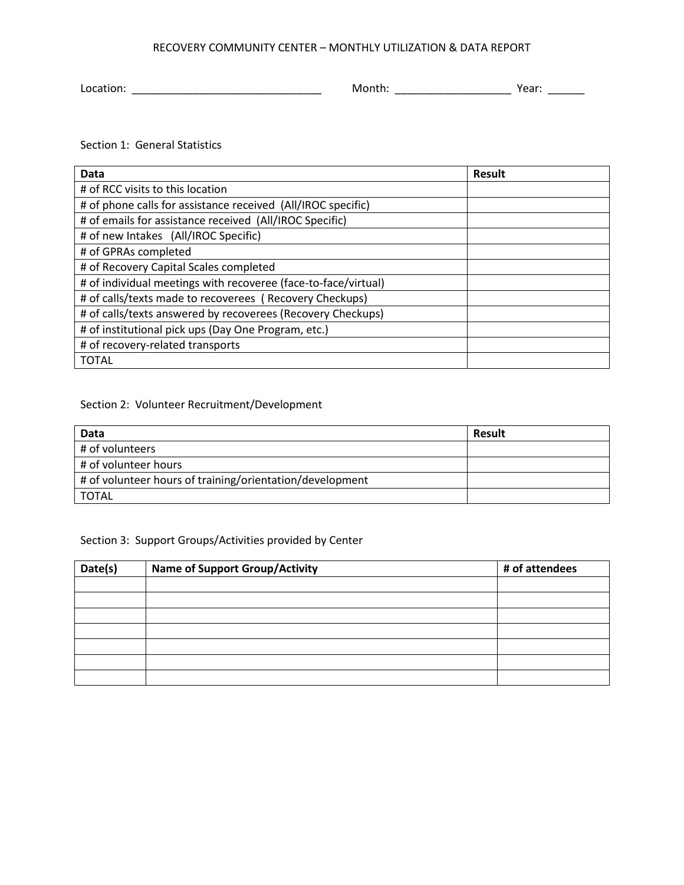# RECOVERY COMMUNITY CENTER – MONTHLY UTILIZATION & DATA REPORT

Location: _______________________________ Month: ___________________ Year: ______

## Section 1: General Statistics

| Data | Result |
|---|---|
| # of RCC visits to this location | |
| # of phone calls for assistance received (All/IROC specific) | |
| # of emails for assistance received (All/IROC Specific) | |
| # of new Intakes (All/IROC Specific) | |
| # of GPRAs completed | |
| # of Recovery Capital Scales completed | |
| # of individual meetings with recoveree (face-to-face/virtual) | |
| # of calls/texts made to recoverees ( Recovery Checkups) | |
| # of calls/texts answered by recoverees (Recovery Checkups) | |
| # of institutional pick ups (Day One Program, etc.) | |
| # of recovery-related transports | |
| TOTAL | |

## Section 2: Volunteer Recruitment/Development

| Data | Result |
|---|---|
| # of volunteers | |
| # of volunteer hours | |
| # of volunteer hours of training/orientation/development | |
| TOTAL | |

## Section 3: Support Groups/Activities provided by Center

| Date(s) | Name of Support Group/Activity | # of attendees |
|---|---|---|
| | | |
| | | |
| | | |
| | | |
| | | |
| | | |
| | | |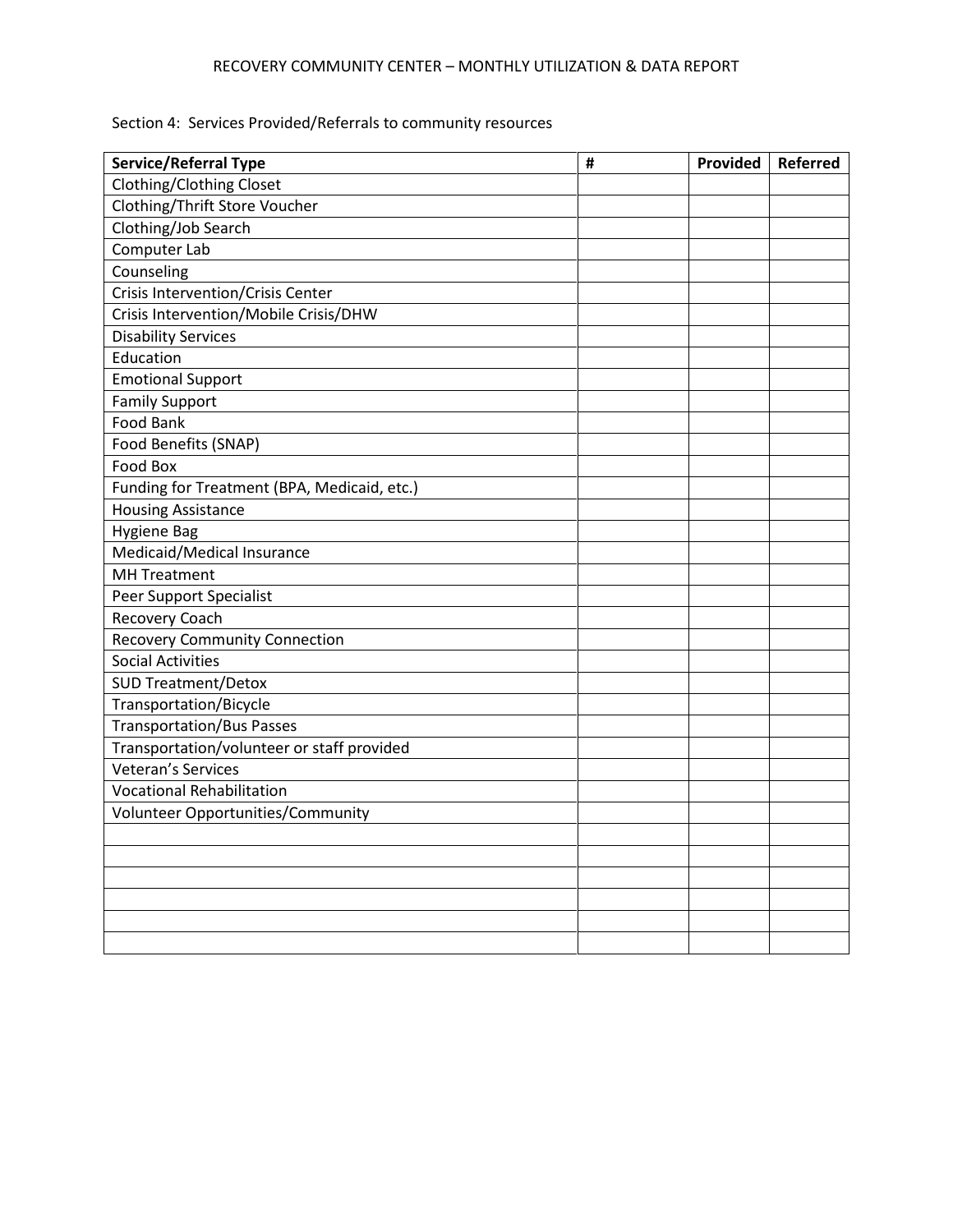Section 4: Services Provided/Referrals to community resources

| Service/Referral Type | # | Provided | Referred |
|---|---|---|---|
| Clothing/Clothing Closet | | | |
| Clothing/Thrift Store Voucher | | | |
| Clothing/Job Search | | | |
| Computer Lab | | | |
| Counseling | | | |
| Crisis Intervention/Crisis Center | | | |
| Crisis Intervention/Mobile Crisis/DHW | | | |
| Disability Services | | | |
| Education | | | |
| Emotional Support | | | |
| Family Support | | | |
| Food Bank | | | |
| Food Benefits (SNAP) | | | |
| Food Box | | | |
| Funding for Treatment (BPA, Medicaid, etc.) | | | |
| Housing Assistance | | | |
| Hygiene Bag | | | |
| Medicaid/Medical Insurance | | | |
| MH Treatment | | | |
| Peer Support Specialist | | | |
| Recovery Coach | | | |
| Recovery Community Connection | | | |
| Social Activities | | | |
| SUD Treatment/Detox | | | |
| Transportation/Bicycle | | | |
| Transportation/Bus Passes | | | |
| Transportation/volunteer or staff provided | | | |
| Veteran's Services | | | |
| Vocational Rehabilitation | | | |
| Volunteer Opportunities/Community | | | |
| | | | |
| | | | |
| | | | |
| | | | |
| | | | |
| | | | |